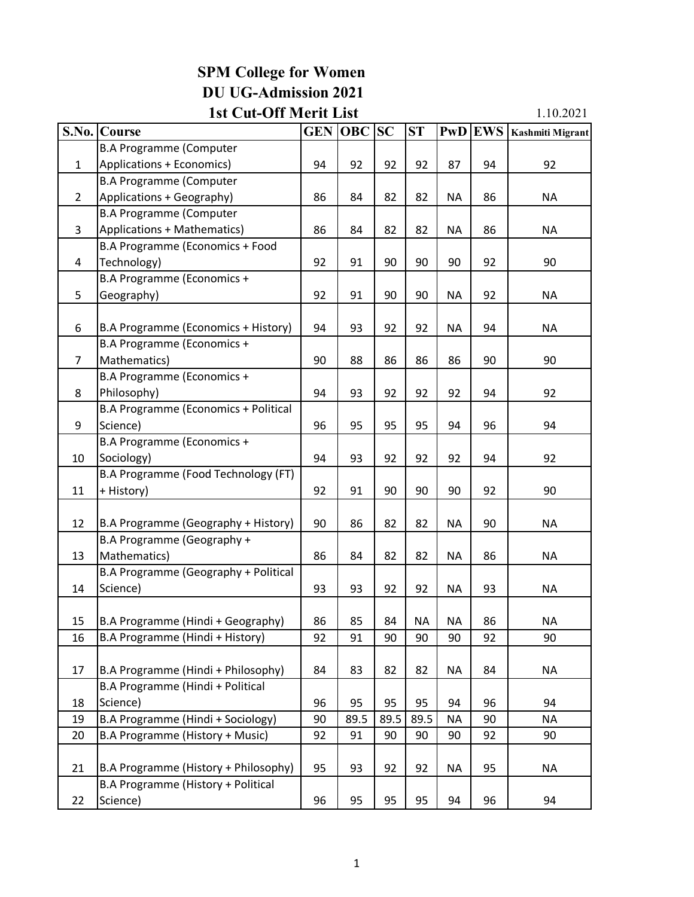# SPM College for Women
## DU UG-Admission 2021
### 1st Cut-Off Merit List

1.10.2021

| S.No. | Course | GEN | OBC | SC | ST | PwD | EWS | Kashmiti Migrant |
|---|---|---|---|---|---|---|---|---|
| 1 | B.A Programme (Computer Applications + Economics) | 94 | 92 | 92 | 92 | 87 | 94 | 92 |
| 2 | B.A Programme (Computer Applications + Geography) | 86 | 84 | 82 | 82 | NA | 86 | NA |
| 3 | B.A Programme (Computer Applications + Mathematics) | 86 | 84 | 82 | 82 | NA | 86 | NA |
| 4 | B.A Programme (Economics + Food Technology) | 92 | 91 | 90 | 90 | 90 | 92 | 90 |
| 5 | B.A Programme (Economics + Geography) | 92 | 91 | 90 | 90 | NA | 92 | NA |
| 6 | B.A Programme (Economics + History) | 94 | 93 | 92 | 92 | NA | 94 | NA |
| 7 | B.A Programme (Economics + Mathematics) | 90 | 88 | 86 | 86 | 86 | 90 | 90 |
| 8 | B.A Programme (Economics + Philosophy) | 94 | 93 | 92 | 92 | 92 | 94 | 92 |
| 9 | B.A Programme (Economics + Political Science) | 96 | 95 | 95 | 95 | 94 | 96 | 94 |
| 10 | B.A Programme (Economics + Sociology) | 94 | 93 | 92 | 92 | 92 | 94 | 92 |
| 11 | B.A Programme (Food Technology (FT) + History) | 92 | 91 | 90 | 90 | 90 | 92 | 90 |
| 12 | B.A Programme (Geography + History) | 90 | 86 | 82 | 82 | NA | 90 | NA |
| 13 | B.A Programme (Geography + Mathematics) | 86 | 84 | 82 | 82 | NA | 86 | NA |
| 14 | B.A Programme (Geography + Political Science) | 93 | 93 | 92 | 92 | NA | 93 | NA |
| 15 | B.A Programme (Hindi + Geography) | 86 | 85 | 84 | NA | NA | 86 | NA |
| 16 | B.A Programme (Hindi + History) | 92 | 91 | 90 | 90 | 90 | 92 | 90 |
| 17 | B.A Programme (Hindi + Philosophy) | 84 | 83 | 82 | 82 | NA | 84 | NA |
| 18 | B.A Programme (Hindi + Political Science) | 96 | 95 | 95 | 95 | 94 | 96 | 94 |
| 19 | B.A Programme (Hindi + Sociology) | 90 | 89.5 | 89.5 | 89.5 | NA | 90 | NA |
| 20 | B.A Programme (History + Music) | 92 | 91 | 90 | 90 | 90 | 92 | 90 |
| 21 | B.A Programme (History + Philosophy) | 95 | 93 | 92 | 92 | NA | 95 | NA |
| 22 | B.A Programme (History + Political Science) | 96 | 95 | 95 | 95 | 94 | 96 | 94 |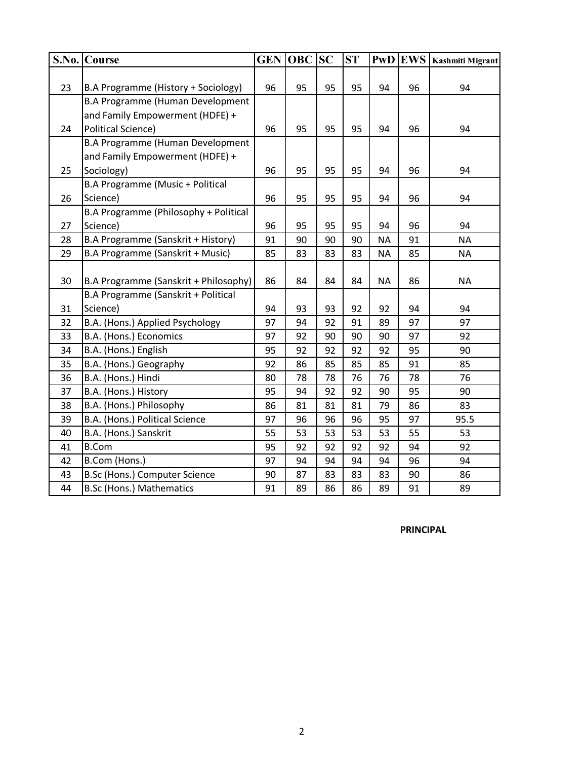| S.No. | Course | GEN | OBC | SC | ST | PwD | EWS | Kashmiti Migrant |
|---|---|---|---|---|---|---|---|---|
| 23 | B.A Programme (History + Sociology) | 96 | 95 | 95 | 95 | 94 | 96 | 94 |
| 24 | B.A Programme (Human Development and Family Empowerment (HDFE) + Political Science) | 96 | 95 | 95 | 95 | 94 | 96 | 94 |
| 25 | B.A Programme (Human Development and Family Empowerment (HDFE) + Sociology) | 96 | 95 | 95 | 95 | 94 | 96 | 94 |
| 26 | B.A Programme (Music + Political Science) | 96 | 95 | 95 | 95 | 94 | 96 | 94 |
| 27 | B.A Programme (Philosophy + Political Science) | 96 | 95 | 95 | 95 | 94 | 96 | 94 |
| 28 | B.A Programme (Sanskrit + History) | 91 | 90 | 90 | 90 | NA | 91 | NA |
| 29 | B.A Programme (Sanskrit + Music) | 85 | 83 | 83 | 83 | NA | 85 | NA |
| 30 | B.A Programme (Sanskrit + Philosophy) | 86 | 84 | 84 | 84 | NA | 86 | NA |
| 31 | B.A Programme (Sanskrit + Political Science) | 94 | 93 | 93 | 92 | 92 | 94 | 94 |
| 32 | B.A. (Hons.) Applied Psychology | 97 | 94 | 92 | 91 | 89 | 97 | 97 |
| 33 | B.A. (Hons.) Economics | 97 | 92 | 90 | 90 | 90 | 97 | 92 |
| 34 | B.A. (Hons.) English | 95 | 92 | 92 | 92 | 92 | 95 | 90 |
| 35 | B.A. (Hons.) Geography | 92 | 86 | 85 | 85 | 85 | 91 | 85 |
| 36 | B.A. (Hons.) Hindi | 80 | 78 | 78 | 76 | 76 | 78 | 76 |
| 37 | B.A. (Hons.) History | 95 | 94 | 92 | 92 | 90 | 95 | 90 |
| 38 | B.A. (Hons.) Philosophy | 86 | 81 | 81 | 81 | 79 | 86 | 83 |
| 39 | B.A. (Hons.) Political Science | 97 | 96 | 96 | 96 | 95 | 97 | 95.5 |
| 40 | B.A. (Hons.) Sanskrit | 55 | 53 | 53 | 53 | 53 | 55 | 53 |
| 41 | B.Com | 95 | 92 | 92 | 92 | 92 | 94 | 92 |
| 42 | B.Com (Hons.) | 97 | 94 | 94 | 94 | 94 | 96 | 94 |
| 43 | B.Sc (Hons.) Computer Science | 90 | 87 | 83 | 83 | 83 | 90 | 86 |
| 44 | B.Sc (Hons.) Mathematics | 91 | 89 | 86 | 86 | 89 | 91 | 89 |

**PRINCIPAL**